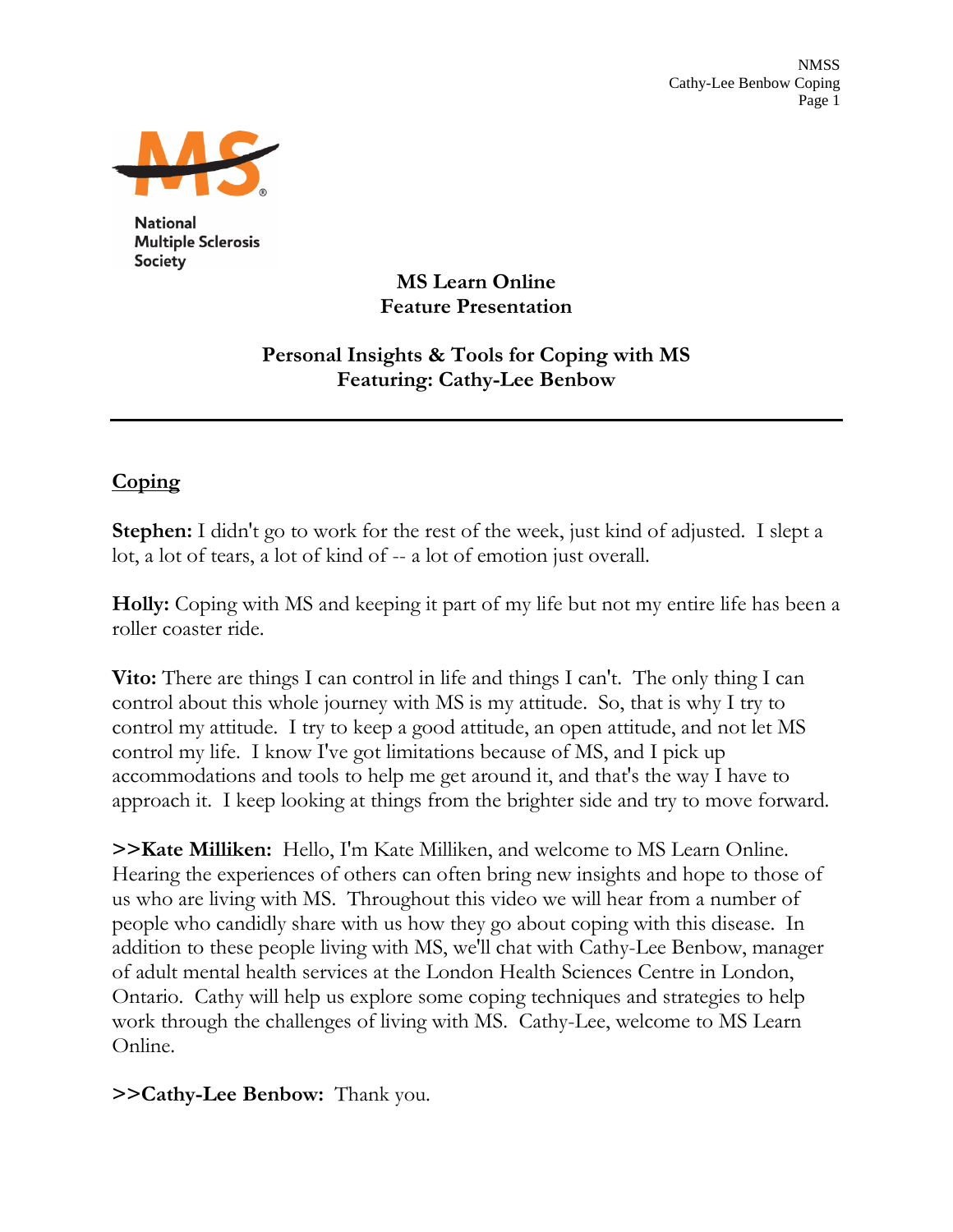National Multiple Sclerosis Society

# MS Learn Online
## Feature Presentation

## Personal Insights & Tools for Coping with MS
## Featuring: Cathy-Lee Benbow

---

### Coping

**Stephen:** I didn't go to work for the rest of the week, just kind of adjusted. I slept a lot, a lot of tears, a lot of kind of -- a lot of emotion just overall.

**Holly:** Coping with MS and keeping it part of my life but not my entire life has been a roller coaster ride.

**Vito:** There are things I can control in life and things I can't. The only thing I can control about this whole journey with MS is my attitude. So, that is why I try to control my attitude. I try to keep a good attitude, an open attitude, and not let MS control my life. I know I've got limitations because of MS, and I pick up accommodations and tools to help me get around it, and that's the way I have to approach it. I keep looking at things from the brighter side and try to move forward.

**>>Kate Milliken:** Hello, I'm Kate Milliken, and welcome to MS Learn Online. Hearing the experiences of others can often bring new insights and hope to those of us who are living with MS. Throughout this video we will hear from a number of people who candidly share with us how they go about coping with this disease. In addition to these people living with MS, we'll chat with Cathy-Lee Benbow, manager of adult mental health services at the London Health Sciences Centre in London, Ontario. Cathy will help us explore some coping techniques and strategies to help work through the challenges of living with MS. Cathy-Lee, welcome to MS Learn Online.

**>>Cathy-Lee Benbow:** Thank you.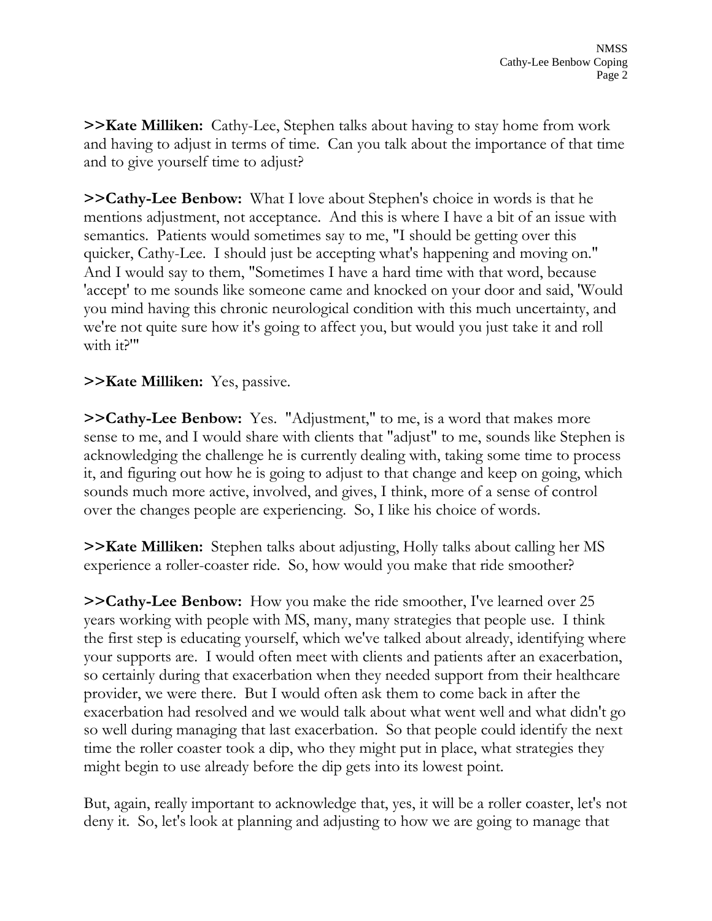**>>Kate Milliken:** Cathy-Lee, Stephen talks about having to stay home from work and having to adjust in terms of time. Can you talk about the importance of that time and to give yourself time to adjust?

**>>Cathy-Lee Benbow:** What I love about Stephen's choice in words is that he mentions adjustment, not acceptance. And this is where I have a bit of an issue with semantics. Patients would sometimes say to me, "I should be getting over this quicker, Cathy-Lee. I should just be accepting what's happening and moving on." And I would say to them, "Sometimes I have a hard time with that word, because 'accept' to me sounds like someone came and knocked on your door and said, 'Would you mind having this chronic neurological condition with this much uncertainty, and we're not quite sure how it's going to affect you, but would you just take it and roll with it?'"

**>>Kate Milliken:** Yes, passive.

**>>Cathy-Lee Benbow:** Yes. "Adjustment," to me, is a word that makes more sense to me, and I would share with clients that "adjust" to me, sounds like Stephen is acknowledging the challenge he is currently dealing with, taking some time to process it, and figuring out how he is going to adjust to that change and keep on going, which sounds much more active, involved, and gives, I think, more of a sense of control over the changes people are experiencing. So, I like his choice of words.

**>>Kate Milliken:** Stephen talks about adjusting, Holly talks about calling her MS experience a roller-coaster ride. So, how would you make that ride smoother?

**>>Cathy-Lee Benbow:** How you make the ride smoother, I've learned over 25 years working with people with MS, many, many strategies that people use. I think the first step is educating yourself, which we've talked about already, identifying where your supports are. I would often meet with clients and patients after an exacerbation, so certainly during that exacerbation when they needed support from their healthcare provider, we were there. But I would often ask them to come back in after the exacerbation had resolved and we would talk about what went well and what didn't go so well during managing that last exacerbation. So that people could identify the next time the roller coaster took a dip, who they might put in place, what strategies they might begin to use already before the dip gets into its lowest point.

But, again, really important to acknowledge that, yes, it will be a roller coaster, let's not deny it. So, let's look at planning and adjusting to how we are going to manage that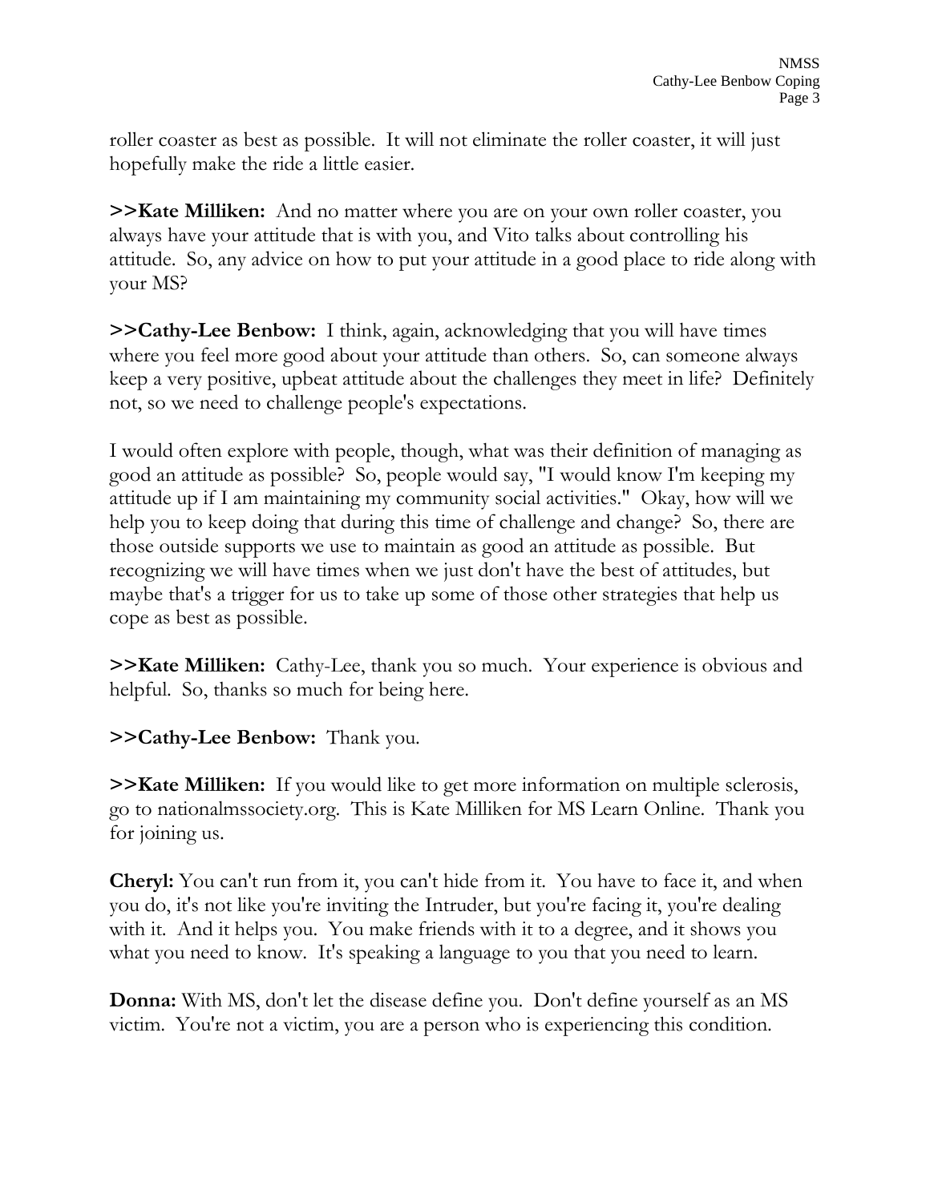roller coaster as best as possible. It will not eliminate the roller coaster, it will just hopefully make the ride a little easier.

**>>Kate Milliken:** And no matter where you are on your own roller coaster, you always have your attitude that is with you, and Vito talks about controlling his attitude. So, any advice on how to put your attitude in a good place to ride along with your MS?

**>>Cathy-Lee Benbow:** I think, again, acknowledging that you will have times where you feel more good about your attitude than others. So, can someone always keep a very positive, upbeat attitude about the challenges they meet in life? Definitely not, so we need to challenge people's expectations.

I would often explore with people, though, what was their definition of managing as good an attitude as possible? So, people would say, "I would know I'm keeping my attitude up if I am maintaining my community social activities." Okay, how will we help you to keep doing that during this time of challenge and change? So, there are those outside supports we use to maintain as good an attitude as possible. But recognizing we will have times when we just don't have the best of attitudes, but maybe that's a trigger for us to take up some of those other strategies that help us cope as best as possible.

**>>Kate Milliken:** Cathy-Lee, thank you so much. Your experience is obvious and helpful. So, thanks so much for being here.

**>>Cathy-Lee Benbow:** Thank you.

**>>Kate Milliken:** If you would like to get more information on multiple sclerosis, go to nationalmssociety.org. This is Kate Milliken for MS Learn Online. Thank you for joining us.

**Cheryl:** You can't run from it, you can't hide from it. You have to face it, and when you do, it's not like you're inviting the Intruder, but you're facing it, you're dealing with it. And it helps you. You make friends with it to a degree, and it shows you what you need to know. It's speaking a language to you that you need to learn.

**Donna:** With MS, don't let the disease define you. Don't define yourself as an MS victim. You're not a victim, you are a person who is experiencing this condition.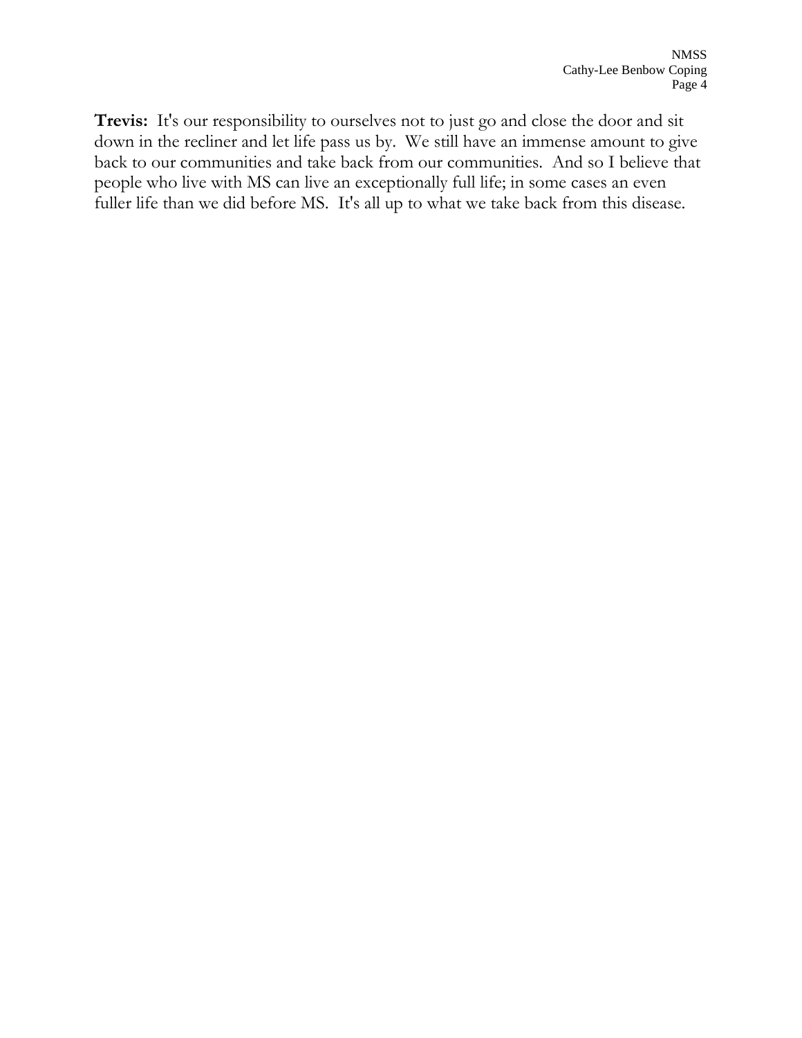**Trevis:** It's our responsibility to ourselves not to just go and close the door and sit down in the recliner and let life pass us by. We still have an immense amount to give back to our communities and take back from our communities. And so I believe that people who live with MS can live an exceptionally full life; in some cases an even fuller life than we did before MS. It's all up to what we take back from this disease.